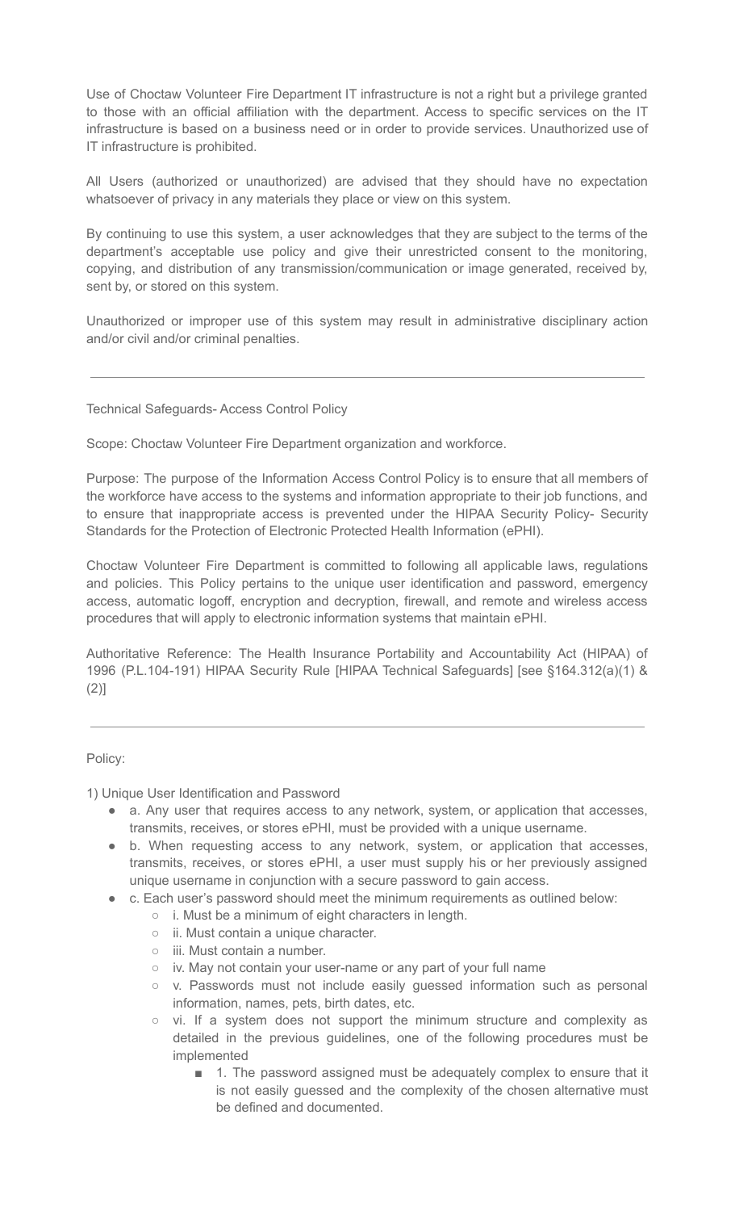Use of Choctaw Volunteer Fire Department IT infrastructure is not a right but a privilege granted to those with an official affiliation with the department. Access to specific services on the IT infrastructure is based on a business need or in order to provide services. Unauthorized use of IT infrastructure is prohibited.

All Users (authorized or unauthorized) are advised that they should have no expectation whatsoever of privacy in any materials they place or view on this system.

By continuing to use this system, a user acknowledges that they are subject to the terms of the department's acceptable use policy and give their unrestricted consent to the monitoring, copying, and distribution of any transmission/communication or image generated, received by, sent by, or stored on this system.

Unauthorized or improper use of this system may result in administrative disciplinary action and/or civil and/or criminal penalties.

---

Technical Safeguards- Access Control Policy

Scope: Choctaw Volunteer Fire Department organization and workforce.

Purpose: The purpose of the Information Access Control Policy is to ensure that all members of the workforce have access to the systems and information appropriate to their job functions, and to ensure that inappropriate access is prevented under the HIPAA Security Policy- Security Standards for the Protection of Electronic Protected Health Information (ePHI).

Choctaw Volunteer Fire Department is committed to following all applicable laws, regulations and policies. This Policy pertains to the unique user identification and password, emergency access, automatic logoff, encryption and decryption, firewall, and remote and wireless access procedures that will apply to electronic information systems that maintain ePHI.

Authoritative Reference: The Health Insurance Portability and Accountability Act (HIPAA) of 1996 (P.L.104-191) HIPAA Security Rule [HIPAA Technical Safeguards] [see §164.312(a)(1) & (2)]

---

Policy:

1) Unique User Identification and Password

- a. Any user that requires access to any network, system, or application that accesses, transmits, receives, or stores ePHI, must be provided with a unique username.
- b. When requesting access to any network, system, or application that accesses, transmits, receives, or stores ePHI, a user must supply his or her previously assigned unique username in conjunction with a secure password to gain access.
- c. Each user's password should meet the minimum requirements as outlined below:
    - i. Must be a minimum of eight characters in length.
    - ii. Must contain a unique character.
    - iii. Must contain a number.
    - iv. May not contain your user-name or any part of your full name
    - v. Passwords must not include easily guessed information such as personal information, names, pets, birth dates, etc.
    - vi. If a system does not support the minimum structure and complexity as detailed in the previous guidelines, one of the following procedures must be implemented
        - 1. The password assigned must be adequately complex to ensure that it is not easily guessed and the complexity of the chosen alternative must be defined and documented.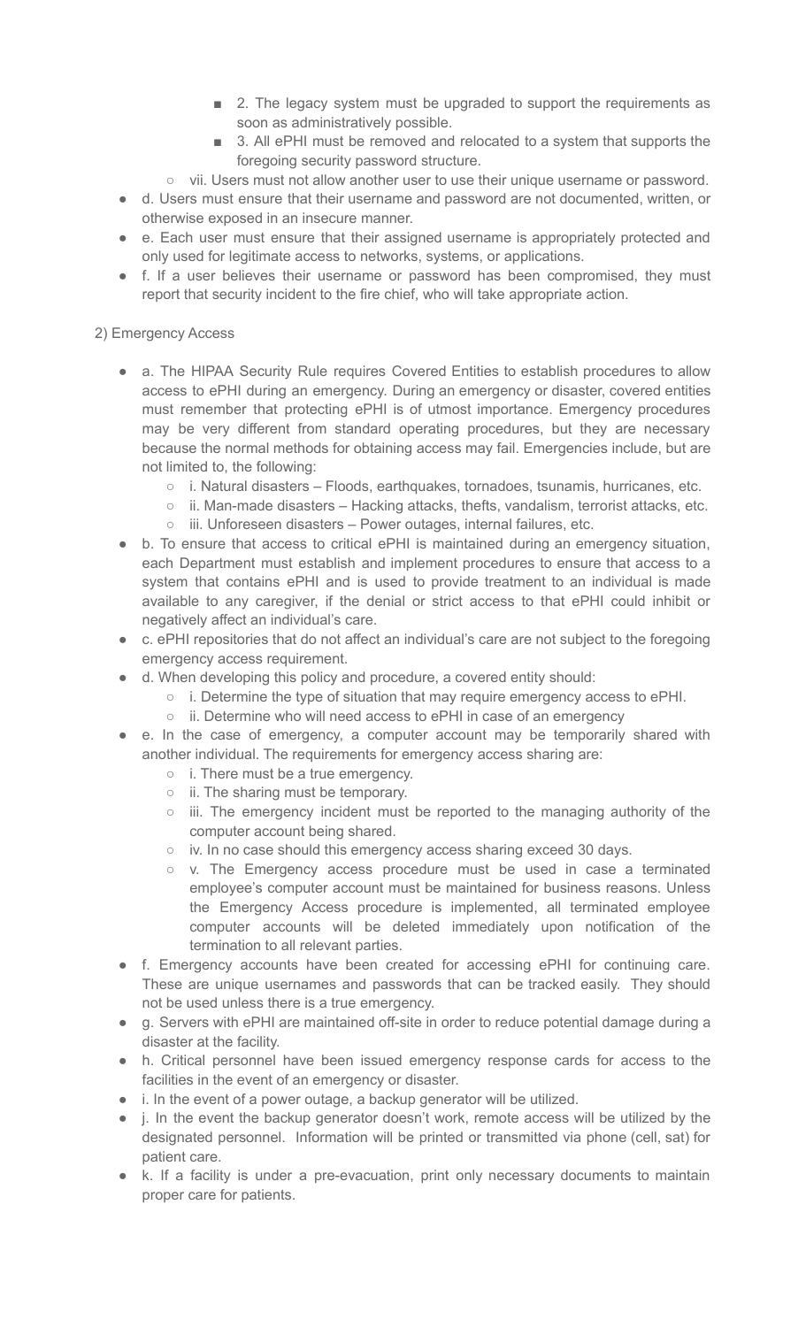- 2. The legacy system must be upgraded to support the requirements as soon as administratively possible.
        - 3. All ePHI must be removed and relocated to a system that supports the foregoing security password structure.
    - vii. Users must not allow another user to use their unique username or password.
- d. Users must ensure that their username and password are not documented, written, or otherwise exposed in an insecure manner.
- e. Each user must ensure that their assigned username is appropriately protected and only used for legitimate access to networks, systems, or applications.
- f. If a user believes their username or password has been compromised, they must report that security incident to the fire chief, who will take appropriate action.

2) Emergency Access

- a. The HIPAA Security Rule requires Covered Entities to establish procedures to allow access to ePHI during an emergency. During an emergency or disaster, covered entities must remember that protecting ePHI is of utmost importance. Emergency procedures may be very different from standard operating procedures, but they are necessary because the normal methods for obtaining access may fail. Emergencies include, but are not limited to, the following:
    - i. Natural disasters – Floods, earthquakes, tornadoes, tsunamis, hurricanes, etc.
    - ii. Man-made disasters – Hacking attacks, thefts, vandalism, terrorist attacks, etc.
    - iii. Unforeseen disasters – Power outages, internal failures, etc.
- b. To ensure that access to critical ePHI is maintained during an emergency situation, each Department must establish and implement procedures to ensure that access to a system that contains ePHI and is used to provide treatment to an individual is made available to any caregiver, if the denial or strict access to that ePHI could inhibit or negatively affect an individual's care.
- c. ePHI repositories that do not affect an individual's care are not subject to the foregoing emergency access requirement.
- d. When developing this policy and procedure, a covered entity should:
    - i. Determine the type of situation that may require emergency access to ePHI.
    - ii. Determine who will need access to ePHI in case of an emergency
- e. In the case of emergency, a computer account may be temporarily shared with another individual. The requirements for emergency access sharing are:
    - i. There must be a true emergency.
    - ii. The sharing must be temporary.
    - iii. The emergency incident must be reported to the managing authority of the computer account being shared.
    - iv. In no case should this emergency access sharing exceed 30 days.
    - v. The Emergency access procedure must be used in case a terminated employee's computer account must be maintained for business reasons. Unless the Emergency Access procedure is implemented, all terminated employee computer accounts will be deleted immediately upon notification of the termination to all relevant parties.
- f. Emergency accounts have been created for accessing ePHI for continuing care. These are unique usernames and passwords that can be tracked easily. They should not be used unless there is a true emergency.
- g. Servers with ePHI are maintained off-site in order to reduce potential damage during a disaster at the facility.
- h. Critical personnel have been issued emergency response cards for access to the facilities in the event of an emergency or disaster.
- i. In the event of a power outage, a backup generator will be utilized.
- j. In the event the backup generator doesn't work, remote access will be utilized by the designated personnel. Information will be printed or transmitted via phone (cell, sat) for patient care.
- k. If a facility is under a pre-evacuation, print only necessary documents to maintain proper care for patients.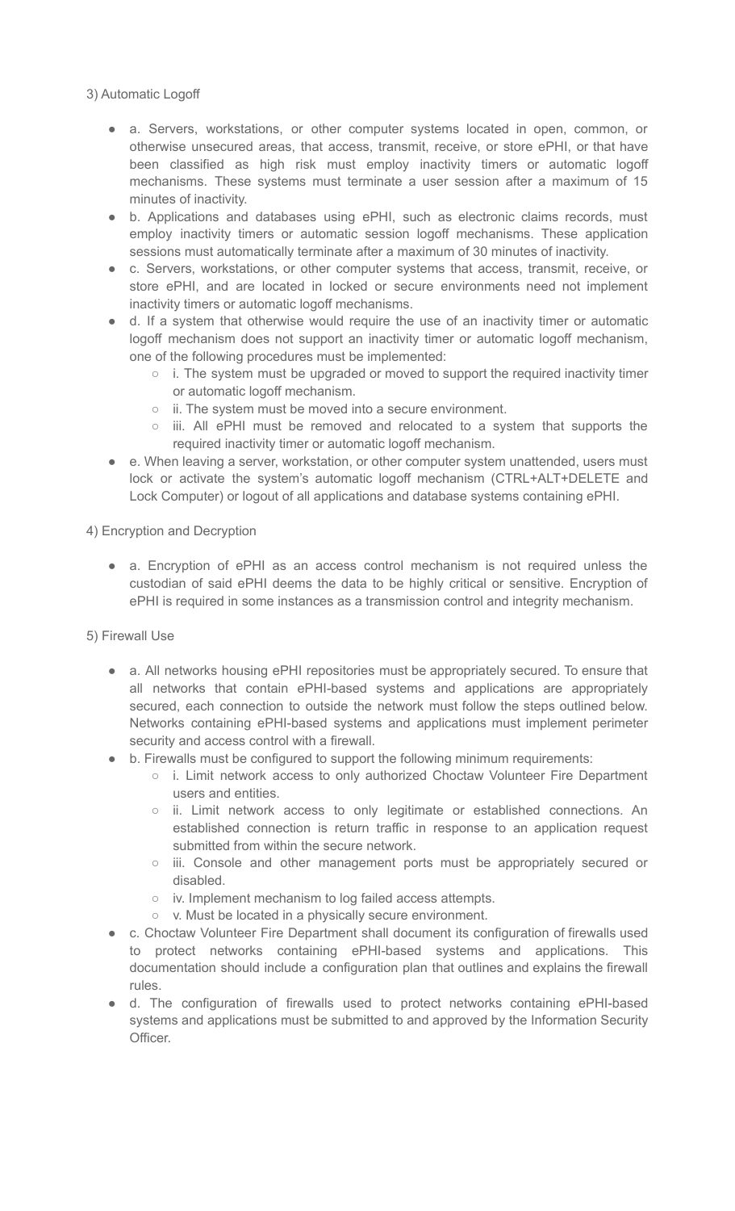3) Automatic Logoff

- a. Servers, workstations, or other computer systems located in open, common, or otherwise unsecured areas, that access, transmit, receive, or store ePHI, or that have been classified as high risk must employ inactivity timers or automatic logoff mechanisms. These systems must terminate a user session after a maximum of 15 minutes of inactivity.
- b. Applications and databases using ePHI, such as electronic claims records, must employ inactivity timers or automatic session logoff mechanisms. These application sessions must automatically terminate after a maximum of 30 minutes of inactivity.
- c. Servers, workstations, or other computer systems that access, transmit, receive, or store ePHI, and are located in locked or secure environments need not implement inactivity timers or automatic logoff mechanisms.
- d. If a system that otherwise would require the use of an inactivity timer or automatic logoff mechanism does not support an inactivity timer or automatic logoff mechanism, one of the following procedures must be implemented:
  - i. The system must be upgraded or moved to support the required inactivity timer or automatic logoff mechanism.
  - ii. The system must be moved into a secure environment.
  - iii. All ePHI must be removed and relocated to a system that supports the required inactivity timer or automatic logoff mechanism.
- e. When leaving a server, workstation, or other computer system unattended, users must lock or activate the system's automatic logoff mechanism (CTRL+ALT+DELETE and Lock Computer) or logout of all applications and database systems containing ePHI.

4) Encryption and Decryption

- a. Encryption of ePHI as an access control mechanism is not required unless the custodian of said ePHI deems the data to be highly critical or sensitive. Encryption of ePHI is required in some instances as a transmission control and integrity mechanism.

5) Firewall Use

- a. All networks housing ePHI repositories must be appropriately secured. To ensure that all networks that contain ePHI-based systems and applications are appropriately secured, each connection to outside the network must follow the steps outlined below. Networks containing ePHI-based systems and applications must implement perimeter security and access control with a firewall.
- b. Firewalls must be configured to support the following minimum requirements:
  - i. Limit network access to only authorized Choctaw Volunteer Fire Department users and entities.
  - ii. Limit network access to only legitimate or established connections. An established connection is return traffic in response to an application request submitted from within the secure network.
  - iii. Console and other management ports must be appropriately secured or disabled.
  - iv. Implement mechanism to log failed access attempts.
  - v. Must be located in a physically secure environment.
- c. Choctaw Volunteer Fire Department shall document its configuration of firewalls used to protect networks containing ePHI-based systems and applications. This documentation should include a configuration plan that outlines and explains the firewall rules.
- d. The configuration of firewalls used to protect networks containing ePHI-based systems and applications must be submitted to and approved by the Information Security Officer.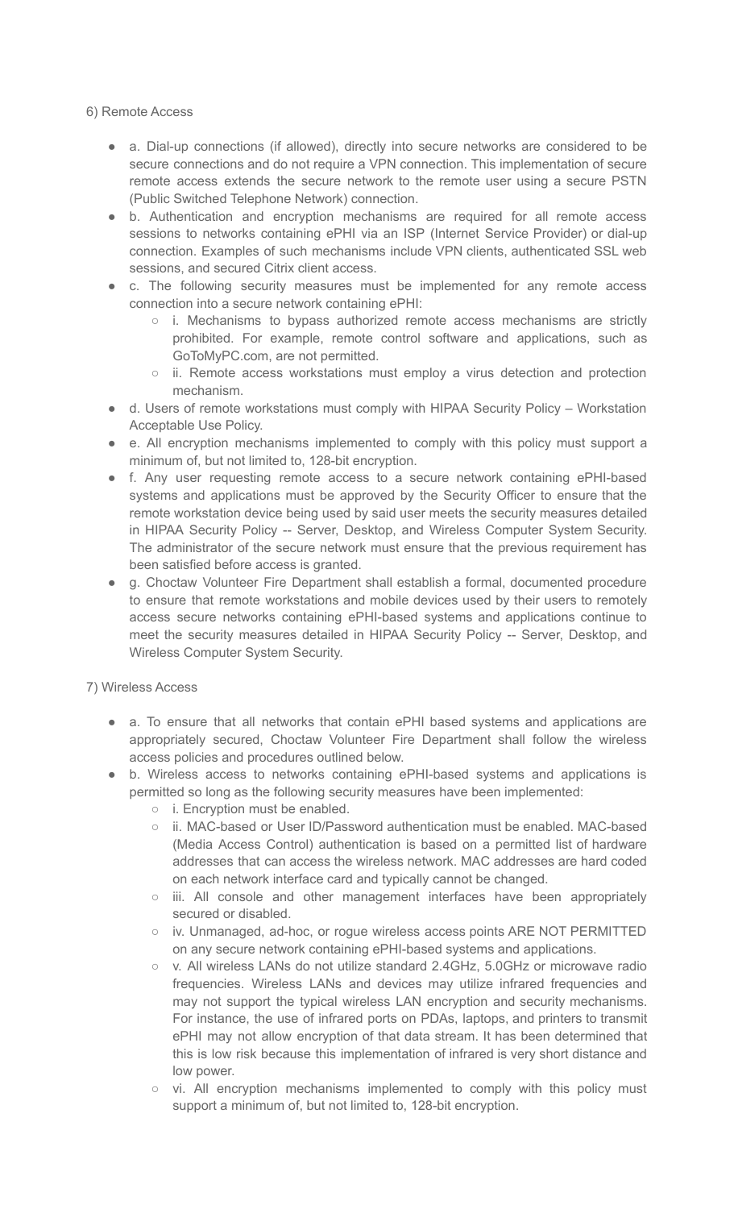6) Remote Access

- a. Dial-up connections (if allowed), directly into secure networks are considered to be secure connections and do not require a VPN connection. This implementation of secure remote access extends the secure network to the remote user using a secure PSTN (Public Switched Telephone Network) connection.
- b. Authentication and encryption mechanisms are required for all remote access sessions to networks containing ePHI via an ISP (Internet Service Provider) or dial-up connection. Examples of such mechanisms include VPN clients, authenticated SSL web sessions, and secured Citrix client access.
- c. The following security measures must be implemented for any remote access connection into a secure network containing ePHI:
  - i. Mechanisms to bypass authorized remote access mechanisms are strictly prohibited. For example, remote control software and applications, such as GoToMyPC.com, are not permitted.
  - ii. Remote access workstations must employ a virus detection and protection mechanism.
- d. Users of remote workstations must comply with HIPAA Security Policy – Workstation Acceptable Use Policy.
- e. All encryption mechanisms implemented to comply with this policy must support a minimum of, but not limited to, 128-bit encryption.
- f. Any user requesting remote access to a secure network containing ePHI-based systems and applications must be approved by the Security Officer to ensure that the remote workstation device being used by said user meets the security measures detailed in HIPAA Security Policy -- Server, Desktop, and Wireless Computer System Security. The administrator of the secure network must ensure that the previous requirement has been satisfied before access is granted.
- g. Choctaw Volunteer Fire Department shall establish a formal, documented procedure to ensure that remote workstations and mobile devices used by their users to remotely access secure networks containing ePHI-based systems and applications continue to meet the security measures detailed in HIPAA Security Policy -- Server, Desktop, and Wireless Computer System Security.

7) Wireless Access

- a. To ensure that all networks that contain ePHI based systems and applications are appropriately secured, Choctaw Volunteer Fire Department shall follow the wireless access policies and procedures outlined below.
- b. Wireless access to networks containing ePHI-based systems and applications is permitted so long as the following security measures have been implemented:
  - i. Encryption must be enabled.
  - ii. MAC-based or User ID/Password authentication must be enabled. MAC-based (Media Access Control) authentication is based on a permitted list of hardware addresses that can access the wireless network. MAC addresses are hard coded on each network interface card and typically cannot be changed.
  - iii. All console and other management interfaces have been appropriately secured or disabled.
  - iv. Unmanaged, ad-hoc, or rogue wireless access points ARE NOT PERMITTED on any secure network containing ePHI-based systems and applications.
  - v. All wireless LANs do not utilize standard 2.4GHz, 5.0GHz or microwave radio frequencies. Wireless LANs and devices may utilize infrared frequencies and may not support the typical wireless LAN encryption and security mechanisms. For instance, the use of infrared ports on PDAs, laptops, and printers to transmit ePHI may not allow encryption of that data stream. It has been determined that this is low risk because this implementation of infrared is very short distance and low power.
  - vi. All encryption mechanisms implemented to comply with this policy must support a minimum of, but not limited to, 128-bit encryption.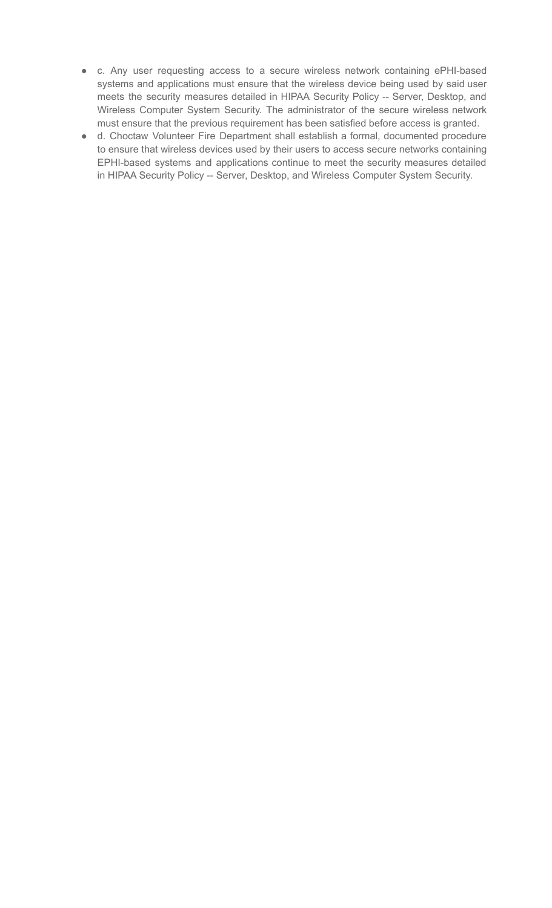- c. Any user requesting access to a secure wireless network containing ePHI-based systems and applications must ensure that the wireless device being used by said user meets the security measures detailed in HIPAA Security Policy -- Server, Desktop, and Wireless Computer System Security. The administrator of the secure wireless network must ensure that the previous requirement has been satisfied before access is granted.
- d. Choctaw Volunteer Fire Department shall establish a formal, documented procedure to ensure that wireless devices used by their users to access secure networks containing EPHI-based systems and applications continue to meet the security measures detailed in HIPAA Security Policy -- Server, Desktop, and Wireless Computer System Security.